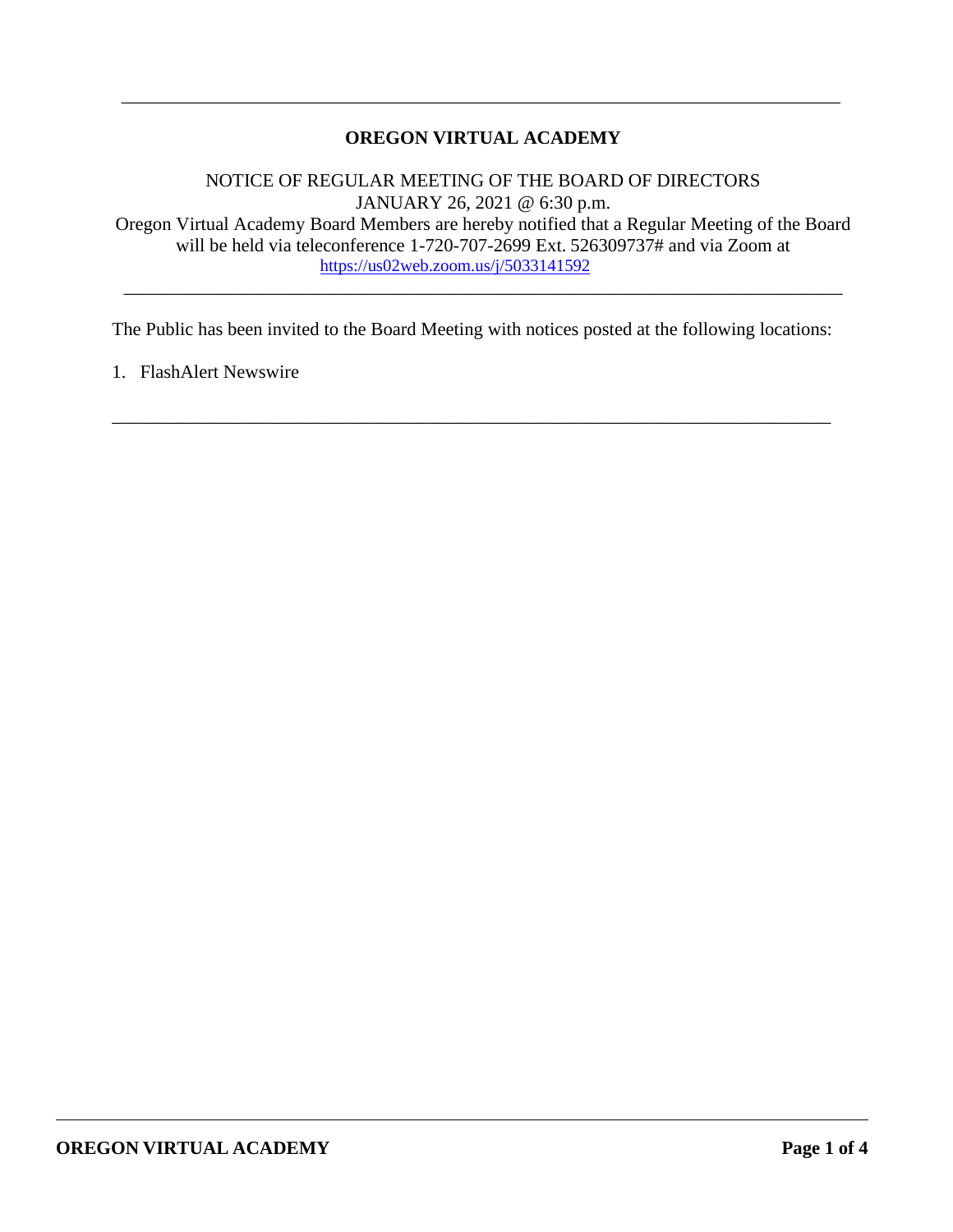---

# OREGON VIRTUAL ACADEMY

NOTICE OF REGULAR MEETING OF THE BOARD OF DIRECTORS
JANUARY 26, 2021 @ 6:30 p.m.
Oregon Virtual Academy Board Members are hereby notified that a Regular Meeting of the Board will be held via teleconference 1-720-707-2699 Ext. 526309737# and via Zoom at [https://us02web.zoom.us/j/5033141592](https://us02web.zoom.us/j/5033141592)

---

The Public has been invited to the Board Meeting with notices posted at the following locations:

1. FlashAlert Newswire

---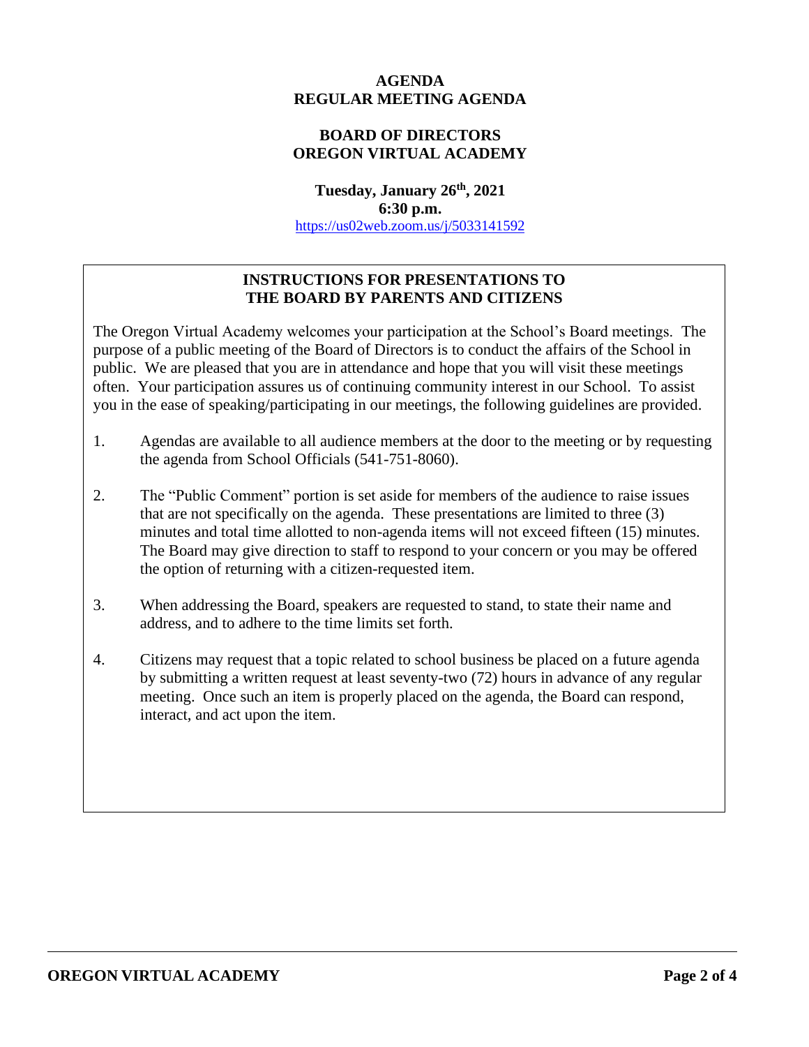# AGENDA
# REGULAR MEETING AGENDA

## BOARD OF DIRECTORS
## OREGON VIRTUAL ACADEMY

**Tuesday, January 26th, 2021**
**6:30 p.m.**
https://us02web.zoom.us/j/5033141592

### INSTRUCTIONS FOR PRESENTATIONS TO THE BOARD BY PARENTS AND CITIZENS

The Oregon Virtual Academy welcomes your participation at the School's Board meetings. The purpose of a public meeting of the Board of Directors is to conduct the affairs of the School in public. We are pleased that you are in attendance and hope that you will visit these meetings often. Your participation assures us of continuing community interest in our School. To assist you in the ease of speaking/participating in our meetings, the following guidelines are provided.

1. Agendas are available to all audience members at the door to the meeting or by requesting the agenda from School Officials (541-751-8060).
2. The "Public Comment" portion is set aside for members of the audience to raise issues that are not specifically on the agenda. These presentations are limited to three (3) minutes and total time allotted to non-agenda items will not exceed fifteen (15) minutes. The Board may give direction to staff to respond to your concern or you may be offered the option of returning with a citizen-requested item.
3. When addressing the Board, speakers are requested to stand, to state their name and address, and to adhere to the time limits set forth.
4. Citizens may request that a topic related to school business be placed on a future agenda by submitting a written request at least seventy-two (72) hours in advance of any regular meeting. Once such an item is properly placed on the agenda, the Board can respond, interact, and act upon the item.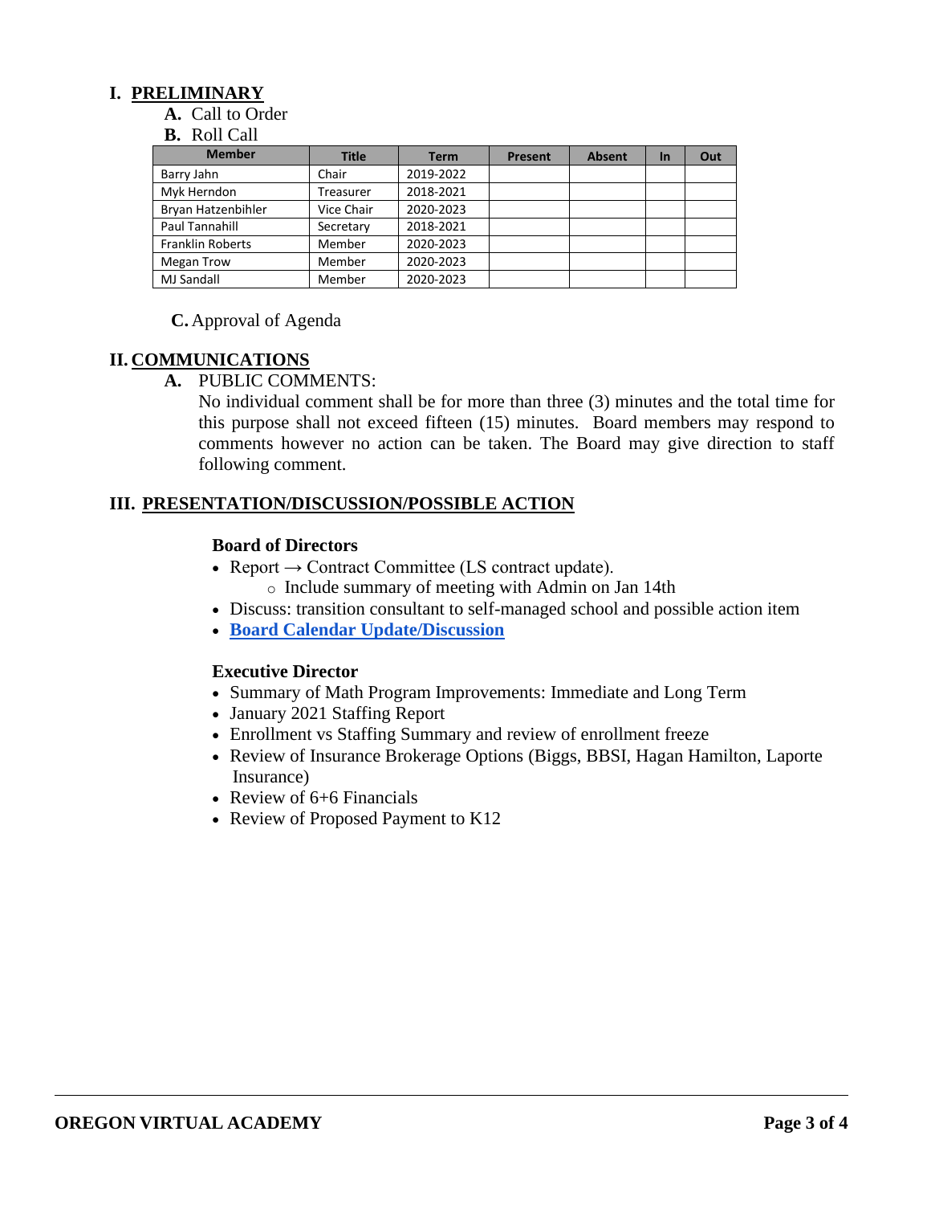## I. PRELIMINARY

**A.** Call to Order

**B.** Roll Call

| Member | Title | Term | Present | Absent | In | Out |
|---|---|---|---|---|---|---|
| Barry Jahn | Chair | 2019-2022 | | | | |
| Myk Herndon | Treasurer | 2018-2021 | | | | |
| Bryan Hatzenbihler | Vice Chair | 2020-2023 | | | | |
| Paul Tannahill | Secretary | 2018-2021 | | | | |
| Franklin Roberts | Member | 2020-2023 | | | | |
| Megan Trow | Member | 2020-2023 | | | | |
| MJ Sandall | Member | 2020-2023 | | | | |

**C.** Approval of Agenda

## II. COMMUNICATIONS

**A.** PUBLIC COMMENTS:

No individual comment shall be for more than three (3) minutes and the total time for this purpose shall not exceed fifteen (15) minutes. Board members may respond to comments however no action can be taken. The Board may give direction to staff following comment.

## III. PRESENTATION/DISCUSSION/POSSIBLE ACTION

**Board of Directors**

- Report → Contract Committee (LS contract update).
  - Include summary of meeting with Admin on Jan 14th
- Discuss: transition consultant to self-managed school and possible action item
- **Board Calendar Update/Discussion**

**Executive Director**

- Summary of Math Program Improvements: Immediate and Long Term
- January 2021 Staffing Report
- Enrollment vs Staffing Summary and review of enrollment freeze
- Review of Insurance Brokerage Options (Biggs, BBSI, Hagan Hamilton, Laporte Insurance)
- Review of 6+6 Financials
- Review of Proposed Payment to K12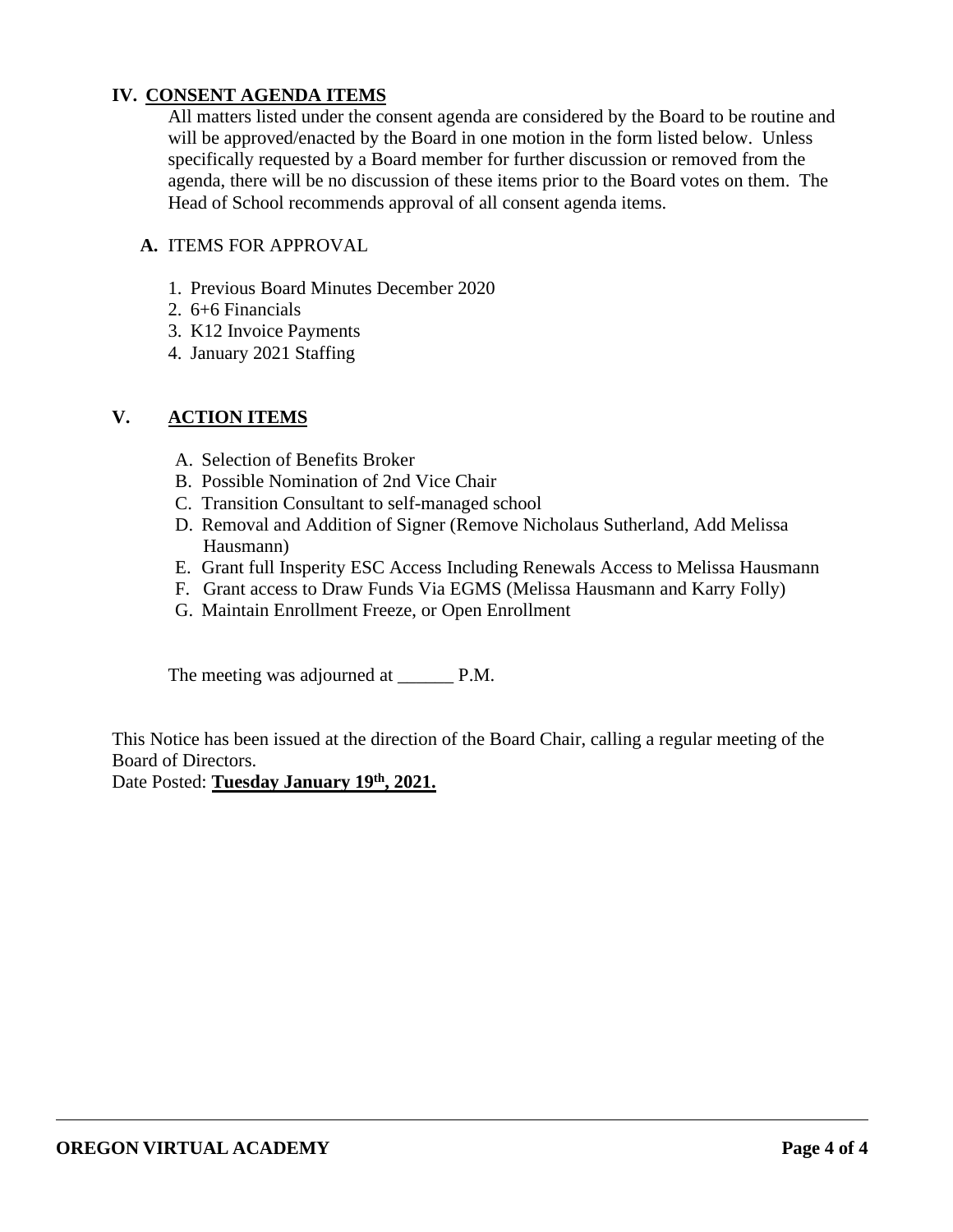## IV. CONSENT AGENDA ITEMS

All matters listed under the consent agenda are considered by the Board to be routine and will be approved/enacted by the Board in one motion in the form listed below. Unless specifically requested by a Board member for further discussion or removed from the agenda, there will be no discussion of these items prior to the Board votes on them. The Head of School recommends approval of all consent agenda items.

**A.** ITEMS FOR APPROVAL

1. Previous Board Minutes December 2020
2. 6+6 Financials
3. K12 Invoice Payments
4. January 2021 Staffing

## V. ACTION ITEMS

A. Selection of Benefits Broker
B. Possible Nomination of 2nd Vice Chair
C. Transition Consultant to self-managed school
D. Removal and Addition of Signer (Remove Nicholaus Sutherland, Add Melissa Hausmann)
E. Grant full Insperity ESC Access Including Renewals Access to Melissa Hausmann
F. Grant access to Draw Funds Via EGMS (Melissa Hausmann and Karry Folly)
G. Maintain Enrollment Freeze, or Open Enrollment

The meeting was adjourned at ______ P.M.

This Notice has been issued at the direction of the Board Chair, calling a regular meeting of the Board of Directors.
Date Posted: **Tuesday January 19th, 2021.**